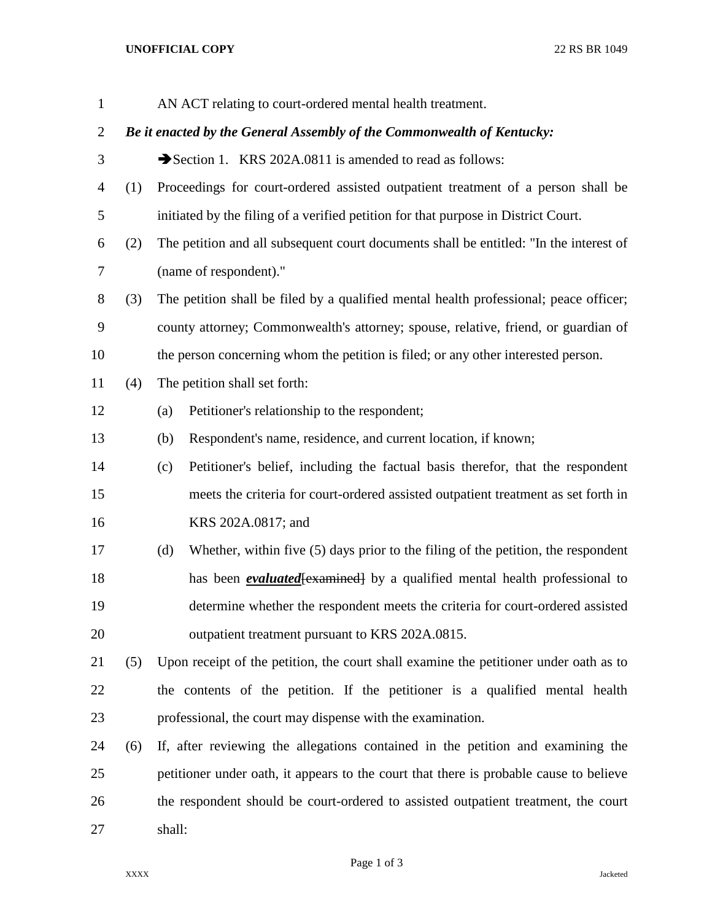AN ACT relating to court-ordered mental health treatment.

***Be it enacted by the General Assembly of the Commonwealth of Kentucky:***

➔Section 1. KRS 202A.0811 is amended to read as follows:

(1) Proceedings for court-ordered assisted outpatient treatment of a person shall be initiated by the filing of a verified petition for that purpose in District Court.

(2) The petition and all subsequent court documents shall be entitled: "In the interest of (name of respondent)."

(3) The petition shall be filed by a qualified mental health professional; peace officer; county attorney; Commonwealth's attorney; spouse, relative, friend, or guardian of the person concerning whom the petition is filed; or any other interested person.

(4) The petition shall set forth:

(a) Petitioner's relationship to the respondent;

(b) Respondent's name, residence, and current location, if known;

(c) Petitioner's belief, including the factual basis therefor, that the respondent meets the criteria for court-ordered assisted outpatient treatment as set forth in KRS 202A.0817; and

(d) Whether, within five (5) days prior to the filing of the petition, the respondent has been ***evaluated***~~[examined]~~ by a qualified mental health professional to determine whether the respondent meets the criteria for court-ordered assisted outpatient treatment pursuant to KRS 202A.0815.

(5) Upon receipt of the petition, the court shall examine the petitioner under oath as to the contents of the petition. If the petitioner is a qualified mental health professional, the court may dispense with the examination.

(6) If, after reviewing the allegations contained in the petition and examining the petitioner under oath, it appears to the court that there is probable cause to believe the respondent should be court-ordered to assisted outpatient treatment, the court shall: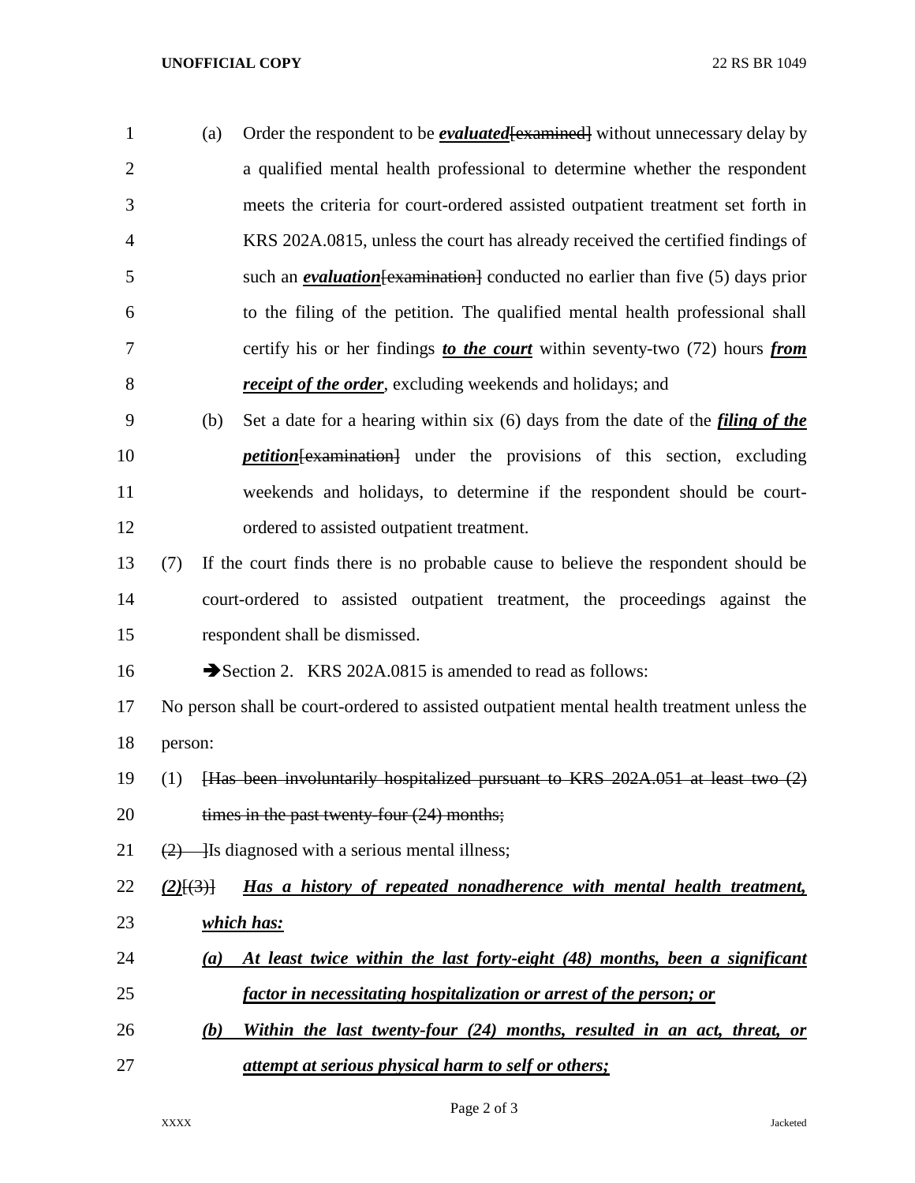(a) Order the respondent to be ***evaluated***~~[examined]~~ without unnecessary delay by a qualified mental health professional to determine whether the respondent meets the criteria for court-ordered assisted outpatient treatment set forth in KRS 202A.0815, unless the court has already received the certified findings of such an ***evaluation***~~[examination]~~ conducted no earlier than five (5) days prior to the filing of the petition. The qualified mental health professional shall certify his or her findings ***to the court*** within seventy-two (72) hours ***from receipt of the order***, excluding weekends and holidays; and

(b) Set a date for a hearing within six (6) days from the date of the ***filing of the petition***~~[examination]~~ under the provisions of this section, excluding weekends and holidays, to determine if the respondent should be court-ordered to assisted outpatient treatment.

(7) If the court finds there is no probable cause to believe the respondent should be court-ordered to assisted outpatient treatment, the proceedings against the respondent shall be dismissed.

➔Section 2. KRS 202A.0815 is amended to read as follows:

No person shall be court-ordered to assisted outpatient mental health treatment unless the person:

(1) ~~[Has been involuntarily hospitalized pursuant to KRS 202A.051 at least two (2) times in the past twenty-four (24) months;~~

~~(2) ]~~Is diagnosed with a serious mental illness;

***(2)***~~[(3)]~~ ***Has a history of repeated nonadherence with mental health treatment, which has:***

***(a) At least twice within the last forty-eight (48) months, been a significant factor in necessitating hospitalization or arrest of the person; or***

***(b) Within the last twenty-four (24) months, resulted in an act, threat, or attempt at serious physical harm to self or others;***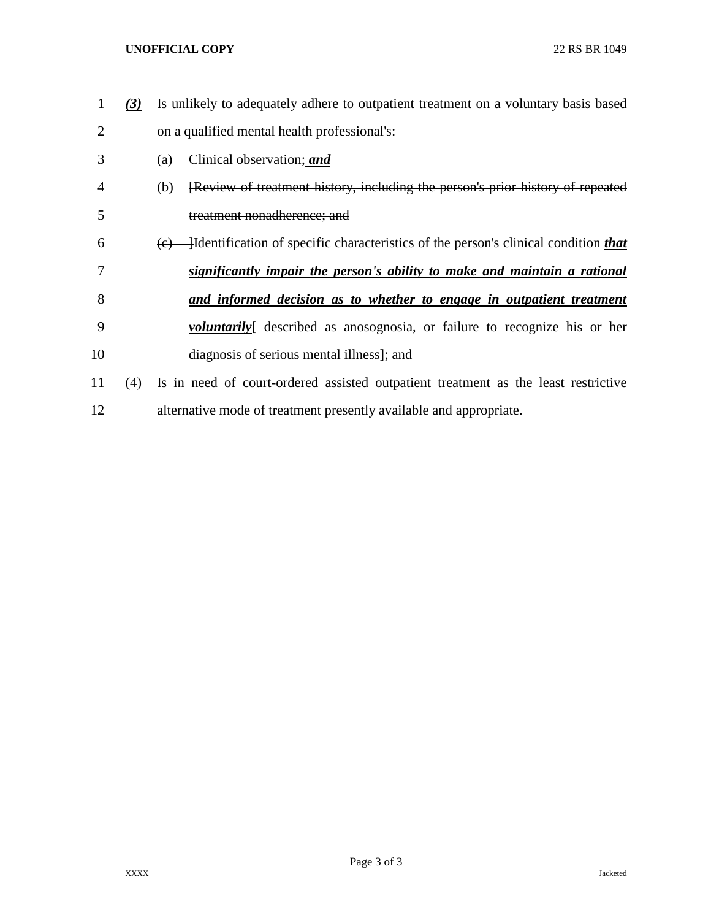***(3)*** Is unlikely to adequately adhere to outpatient treatment on a voluntary basis based on a qualified mental health professional's:

(a) Clinical observation; ***and***

(b) ~~[Review of treatment history, including the person's prior history of repeated treatment nonadherence; and~~

~~(c)~~ ~~]~~Identification of specific characteristics of the person's clinical condition ***that significantly impair the person's ability to make and maintain a rational and informed decision as to whether to engage in outpatient treatment voluntarily***~~[ described as anosognosia, or failure to recognize his or her diagnosis of serious mental illness]~~; and

(4) Is in need of court-ordered assisted outpatient treatment as the least restrictive alternative mode of treatment presently available and appropriate.